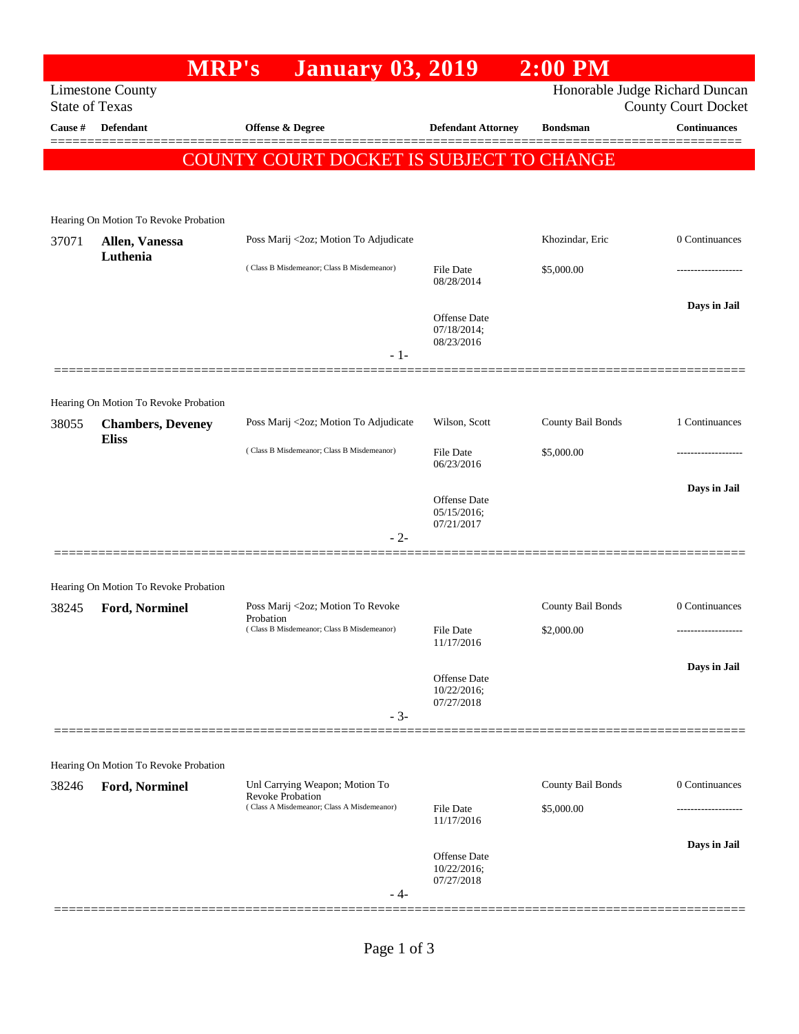# MRP's January 03, 2019 2:00 PM

Limestone County
State of Texas

Honorable Judge Richard Duncan
County Court Docket

| Cause # | Defendant | Offense & Degree | Defendant Attorney | Bondsman | Continuances |
|---|---|---|---|---|---|

**COUNTY COURT DOCKET IS SUBJECT TO CHANGE**

---

Hearing On Motion To Revoke Probation

| Cause # | Defendant | Offense & Degree | Defendant Attorney | Bondsman | Continuances |
|---|---|---|---|---|---|
| 37071 | **Allen, Vanessa Luthenia** | Poss Marij <2oz; Motion To Adjudicate (Class B Misdemeanor; Class B Misdemeanor) | File Date 08/28/2014; Offense Date 07/18/2014; 08/23/2016 | Khozindar, Eric; $5,000.00 | 0 Continuances; Days in Jail |

- 1-

---

Hearing On Motion To Revoke Probation

| Cause # | Defendant | Offense & Degree | Defendant Attorney | Bondsman | Continuances |
|---|---|---|---|---|---|
| 38055 | **Chambers, Deveney Eliss** | Poss Marij <2oz; Motion To Adjudicate (Class B Misdemeanor; Class B Misdemeanor) | Wilson, Scott; File Date 06/23/2016; Offense Date 05/15/2016; 07/21/2017 | County Bail Bonds; $5,000.00 | 1 Continuances; Days in Jail |

- 2-

---

Hearing On Motion To Revoke Probation

| Cause # | Defendant | Offense & Degree | Defendant Attorney | Bondsman | Continuances |
|---|---|---|---|---|---|
| 38245 | **Ford, Norminel** | Poss Marij <2oz; Motion To Revoke Probation (Class B Misdemeanor; Class B Misdemeanor) | File Date 11/17/2016; Offense Date 10/22/2016; 07/27/2018 | County Bail Bonds; $2,000.00 | 0 Continuances; Days in Jail |

- 3-

---

Hearing On Motion To Revoke Probation

| Cause # | Defendant | Offense & Degree | Defendant Attorney | Bondsman | Continuances |
|---|---|---|---|---|---|
| 38246 | **Ford, Norminel** | Unl Carrying Weapon; Motion To Revoke Probation (Class A Misdemeanor; Class A Misdemeanor) | File Date 11/17/2016; Offense Date 10/22/2016; 07/27/2018 | County Bail Bonds; $5,000.00 | 0 Continuances; Days in Jail |

- 4-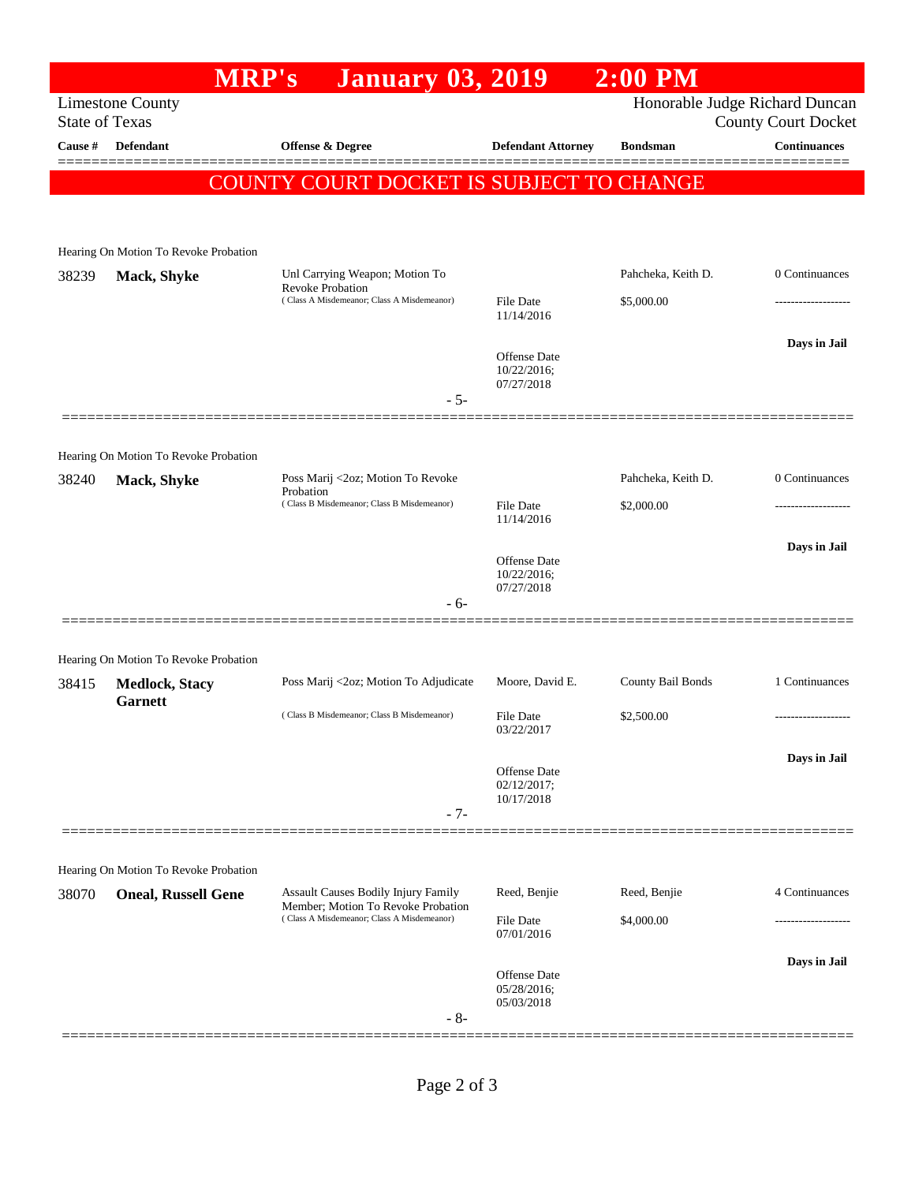# MRP's January 03, 2019 2:00 PM

Limestone County
State of Texas

Honorable Judge Richard Duncan
County Court Docket

**COUNTY COURT DOCKET IS SUBJECT TO CHANGE**

| Cause # | Defendant | Offense & Degree | Defendant Attorney | Bondsman | Continuances |
|---|---|---|---|---|---|
| Hearing On Motion To Revoke Probation | | | | | |
| 38239 | **Mack, Shyke** | Unl Carrying Weapon; Motion To Revoke Probation (Class A Misdemeanor; Class A Misdemeanor) | File Date 11/14/2016; Offense Date 10/22/2016; 07/27/2018 | Pahcheka, Keith D. $5,000.00 | 0 Continuances; Days in Jail |
| | | - 5- | | | |
| Hearing On Motion To Revoke Probation | | | | | |
| 38240 | **Mack, Shyke** | Poss Marij <2oz; Motion To Revoke Probation (Class B Misdemeanor; Class B Misdemeanor) | File Date 11/14/2016; Offense Date 10/22/2016; 07/27/2018 | Pahcheka, Keith D. $2,000.00 | 0 Continuances; Days in Jail |
| | | - 6- | | | |
| Hearing On Motion To Revoke Probation | | | | | |
| 38415 | **Medlock, Stacy Garnett** | Poss Marij <2oz; Motion To Adjudicate (Class B Misdemeanor; Class B Misdemeanor) | Moore, David E. File Date 03/22/2017; Offense Date 02/12/2017; 10/17/2018 | County Bail Bonds $2,500.00 | 1 Continuances; Days in Jail |
| | | - 7- | | | |
| Hearing On Motion To Revoke Probation | | | | | |
| 38070 | **Oneal, Russell Gene** | Assault Causes Bodily Injury Family Member; Motion To Revoke Probation (Class A Misdemeanor; Class A Misdemeanor) | Reed, Benjie File Date 07/01/2016; Offense Date 05/28/2016; 05/03/2018 | Reed, Benjie $4,000.00 | 4 Continuances; Days in Jail |
| | | - 8- | | | |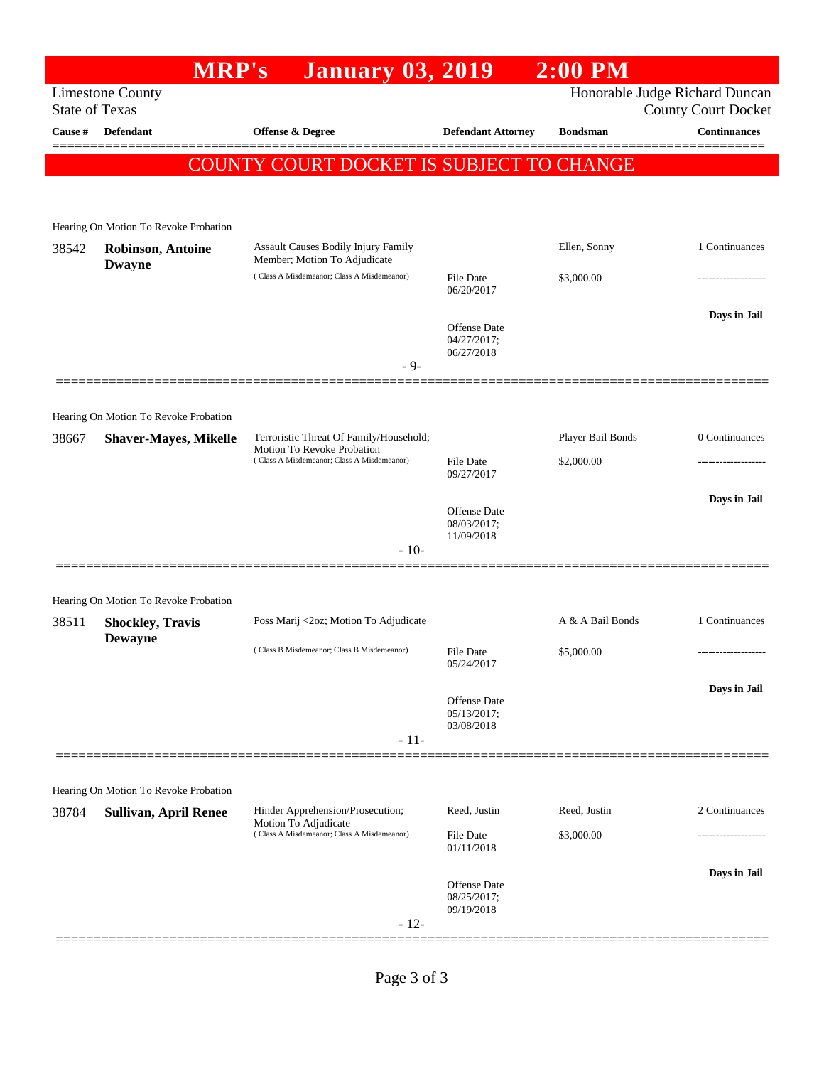# MRP's January 03, 2019 2:00 PM

Limestone County
State of Texas

Honorable Judge Richard Duncan
County Court Docket

| Cause # | Defendant | Offense & Degree | Defendant Attorney | Bondsman | Continuances |
|---|---|---|---|---|---|

## COUNTY COURT DOCKET IS SUBJECT TO CHANGE

Hearing On Motion To Revoke Probation

| Cause # | Defendant | Offense & Degree | Defendant Attorney | Bondsman | Continuances |
|---|---|---|---|---|---|
| 38542 | **Robinson, Antoine Dwayne** | Assault Causes Bodily Injury Family Member; Motion To Adjudicate (Class A Misdemeanor; Class A Misdemeanor) | File Date 06/20/2017 | Ellen, Sonny | 1 Continuances |
| | | | Offense Date 04/27/2017; 06/27/2018 | $3,000.00 | ------------------- |
| | | | | | **Days in Jail** |

- 9-

Hearing On Motion To Revoke Probation

| Cause # | Defendant | Offense & Degree | Defendant Attorney | Bondsman | Continuances |
|---|---|---|---|---|---|
| 38667 | **Shaver-Mayes, Mikelle** | Terroristic Threat Of Family/Household; Motion To Revoke Probation (Class A Misdemeanor; Class A Misdemeanor) | File Date 09/27/2017 | Player Bail Bonds | 0 Continuances |
| | | | Offense Date 08/03/2017; 11/09/2018 | $2,000.00 | ------------------- |
| | | | | | **Days in Jail** |

- 10-

Hearing On Motion To Revoke Probation

| Cause # | Defendant | Offense & Degree | Defendant Attorney | Bondsman | Continuances |
|---|---|---|---|---|---|
| 38511 | **Shockley, Travis Dewayne** | Poss Marij <2oz; Motion To Adjudicate (Class B Misdemeanor; Class B Misdemeanor) | File Date 05/24/2017 | A & A Bail Bonds | 1 Continuances |
| | | | Offense Date 05/13/2017; 03/08/2018 | $5,000.00 | ------------------- |
| | | | | | **Days in Jail** |

- 11-

Hearing On Motion To Revoke Probation

| Cause # | Defendant | Offense & Degree | Defendant Attorney | Bondsman | Continuances |
|---|---|---|---|---|---|
| 38784 | **Sullivan, April Renee** | Hinder Apprehension/Prosecution; Motion To Adjudicate (Class A Misdemeanor; Class A Misdemeanor) | Reed, Justin | Reed, Justin | 2 Continuances |
| | | | File Date 01/11/2018 | $3,000.00 | ------------------- |
| | | | Offense Date 08/25/2017; 09/19/2018 | | **Days in Jail** |

- 12-